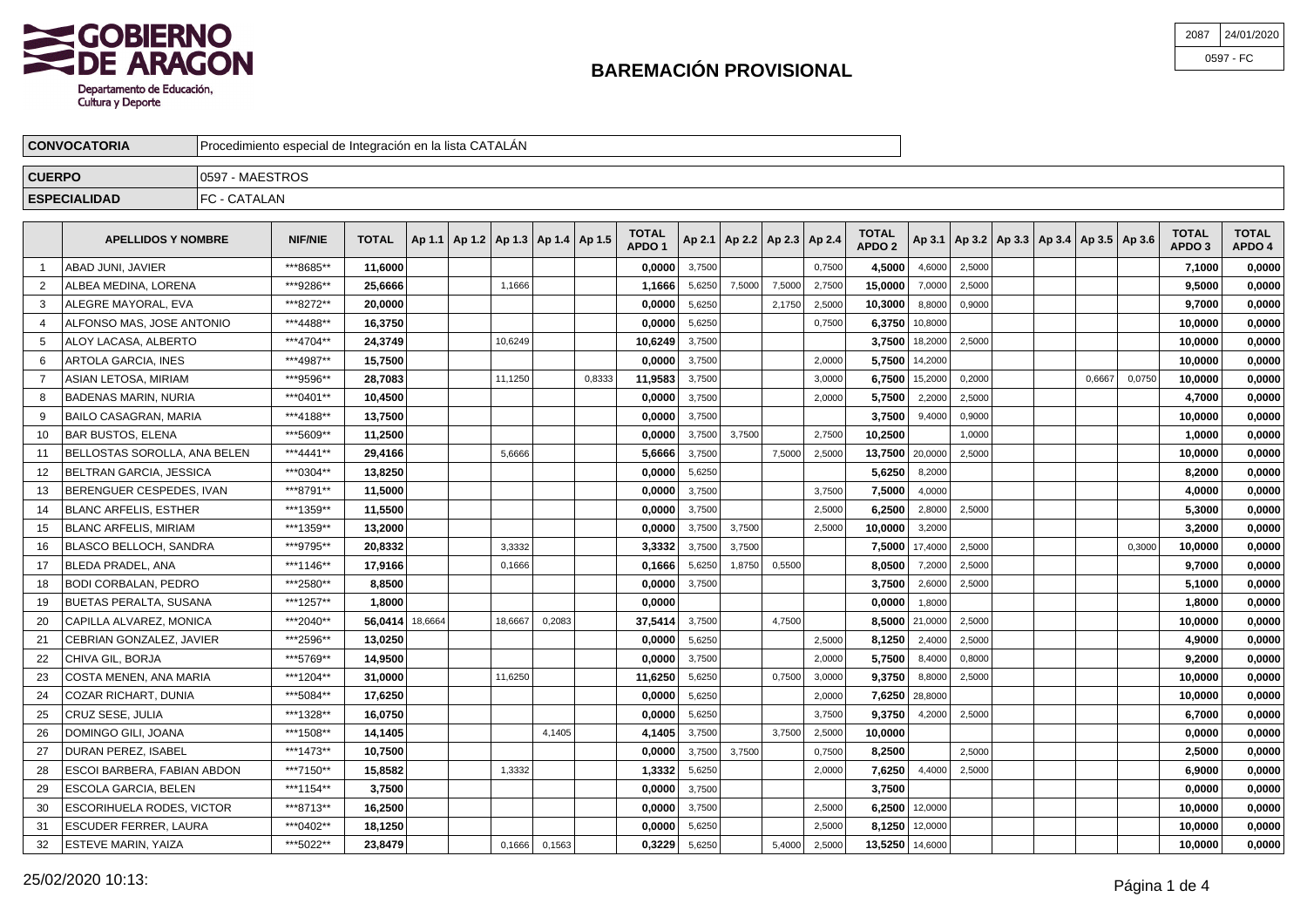| 2087 | 24/01/2020 |
| --- | --- |
| 0597 - FC | |

# BAREMACIÓN PROVISIONAL

Departamento de Educación, Cultura y Deporte

| | |
| --- | --- |
| **CONVOCATORIA** | Procedimiento especial de Integración en la lista CATALÁN |
| **CUERPO** | 0597 - MAESTROS |
| **ESPECIALIDAD** | FC - CATALAN |

| | APELLIDOS Y NOMBRE | NIF/NIE | TOTAL | Ap 1.1 | Ap 1.2 | Ap 1.3 | Ap 1.4 | Ap 1.5 | TOTAL APDO 1 | Ap 2.1 | Ap 2.2 | Ap 2.3 | Ap 2.4 | TOTAL APDO 2 | Ap 3.1 | Ap 3.2 | Ap 3.3 | Ap 3.4 | Ap 3.5 | Ap 3.6 | TOTAL APDO 3 | TOTAL APDO 4 |
| --- | --- | --- | --- | --- | --- | --- | --- | --- | --- | --- | --- | --- | --- | --- | --- | --- | --- | --- | --- | --- | --- | --- |
| 1 | ABAD JUNI, JAVIER | ***8685** | **11,6000** | | | | | | **0,0000** | 3,7500 | | | 0,7500 | **4,5000** | 4,6000 | 2,5000 | | | | | **7,1000** | **0,0000** |
| 2 | ALBEA MEDINA, LORENA | ***9286** | **25,6666** | | | 1,1666 | | | **1,1666** | 5,6250 | 7,5000 | 7,5000 | 2,7500 | **15,0000** | 7,0000 | 2,5000 | | | | | **9,5000** | **0,0000** |
| 3 | ALEGRE MAYORAL, EVA | ***8272** | **20,0000** | | | | | | **0,0000** | 5,6250 | | 2,1750 | 2,5000 | **10,3000** | 8,8000 | 0,9000 | | | | | **9,7000** | **0,0000** |
| 4 | ALFONSO MAS, JOSE ANTONIO | ***4488** | **16,3750** | | | | | | **0,0000** | 5,6250 | | | 0,7500 | **6,3750** | 10,8000 | | | | | | **10,0000** | **0,0000** |
| 5 | ALOY LACASA, ALBERTO | ***4704** | **24,3749** | | | 10,6249 | | | **10,6249** | 3,7500 | | | | **3,7500** | 18,2000 | 2,5000 | | | | | **10,0000** | **0,0000** |
| 6 | ARTOLA GARCIA, INES | ***4987** | **15,7500** | | | | | | **0,0000** | 3,7500 | | | 2,0000 | **5,7500** | 14,2000 | | | | | | **10,0000** | **0,0000** |
| 7 | ASIAN LETOSA, MIRIAM | ***9596** | **28,7083** | | | 11,1250 | | 0,8333 | **11,9583** | 3,7500 | | | 3,0000 | **6,7500** | 15,2000 | 0,2000 | | | 0,6667 | 0,0750 | **10,0000** | **0,0000** |
| 8 | BADENAS MARIN, NURIA | ***0401** | **10,4500** | | | | | | **0,0000** | 3,7500 | | | 2,0000 | **5,7500** | 2,2000 | 2,5000 | | | | | **4,7000** | **0,0000** |
| 9 | BAILO CASAGRAN, MARIA | ***4188** | **13,7500** | | | | | | **0,0000** | 3,7500 | | | | **3,7500** | 9,4000 | 0,9000 | | | | | **10,0000** | **0,0000** |
| 10 | BAR BUSTOS, ELENA | ***5609** | **11,2500** | | | | | | **0,0000** | 3,7500 | 3,7500 | | 2,7500 | **10,2500** | | 1,0000 | | | | | **1,0000** | **0,0000** |
| 11 | BELLOSTAS SOROLLA, ANA BELEN | ***4441** | **29,4166** | | | 5,6666 | | | **5,6666** | 3,7500 | | 7,5000 | 2,5000 | **13,7500** | 20,0000 | 2,5000 | | | | | **10,0000** | **0,0000** |
| 12 | BELTRAN GARCIA, JESSICA | ***0304** | **13,8250** | | | | | | **0,0000** | 5,6250 | | | | **5,6250** | 8,2000 | | | | | | **8,2000** | **0,0000** |
| 13 | BERENGUER CESPEDES, IVAN | ***8791** | **11,5000** | | | | | | **0,0000** | 3,7500 | | | 3,7500 | **7,5000** | 4,0000 | | | | | | **4,0000** | **0,0000** |
| 14 | BLANC ARFELIS, ESTHER | ***1359** | **11,5500** | | | | | | **0,0000** | 3,7500 | | | 2,5000 | **6,2500** | 2,8000 | 2,5000 | | | | | **5,3000** | **0,0000** |
| 15 | BLANC ARFELIS, MIRIAM | ***1359** | **13,2000** | | | | | | **0,0000** | 3,7500 | 3,7500 | | 2,5000 | **10,0000** | 3,2000 | | | | | | **3,2000** | **0,0000** |
| 16 | BLASCO BELLOCH, SANDRA | ***9795** | **20,8332** | | | 3,3332 | | | **3,3332** | 3,7500 | 3,7500 | | | **7,5000** | 17,4000 | 2,5000 | | | | 0,3000 | **10,0000** | **0,0000** |
| 17 | BLEDA PRADEL, ANA | ***1146** | **17,9166** | | | 0,1666 | | | **0,1666** | 5,6250 | 1,8750 | 0,5500 | | **8,0500** | 7,2000 | 2,5000 | | | | | **9,7000** | **0,0000** |
| 18 | BODI CORBALAN, PEDRO | ***2580** | **8,8500** | | | | | | **0,0000** | 3,7500 | | | | **3,7500** | 2,6000 | 2,5000 | | | | | **5,1000** | **0,0000** |
| 19 | BUETAS PERALTA, SUSANA | ***1257** | **1,8000** | | | | | | **0,0000** | | | | | **0,0000** | 1,8000 | | | | | | **1,8000** | **0,0000** |
| 20 | CAPILLA ALVAREZ, MONICA | ***2040** | **56,0414** | 18,6664 | | 18,6667 | 0,2083 | | **37,5414** | 3,7500 | | 4,7500 | | **8,5000** | 21,0000 | 2,5000 | | | | | **10,0000** | **0,0000** |
| 21 | CEBRIAN GONZALEZ, JAVIER | ***2596** | **13,0250** | | | | | | **0,0000** | 5,6250 | | | 2,5000 | **8,1250** | 2,4000 | 2,5000 | | | | | **4,9000** | **0,0000** |
| 22 | CHIVA GIL, BORJA | ***5769** | **14,9500** | | | | | | **0,0000** | 3,7500 | | | 2,0000 | **5,7500** | 8,4000 | 0,8000 | | | | | **9,2000** | **0,0000** |
| 23 | COSTA MENEN, ANA MARIA | ***1204** | **31,0000** | | | 11,6250 | | | **11,6250** | 5,6250 | | 0,7500 | 3,0000 | **9,3750** | 8,8000 | 2,5000 | | | | | **10,0000** | **0,0000** |
| 24 | COZAR RICHART, DUNIA | ***5084** | **17,6250** | | | | | | **0,0000** | 5,6250 | | | 2,0000 | **7,6250** | 28,8000 | | | | | | **10,0000** | **0,0000** |
| 25 | CRUZ SESE, JULIA | ***1328** | **16,0750** | | | | | | **0,0000** | 5,6250 | | | 3,7500 | **9,3750** | 4,2000 | 2,5000 | | | | | **6,7000** | **0,0000** |
| 26 | DOMINGO GILI, JOANA | ***1508** | **14,1405** | | | | 4,1405 | | **4,1405** | 3,7500 | | 3,7500 | 2,5000 | **10,0000** | | | | | | | **0,0000** | **0,0000** |
| 27 | DURAN PEREZ, ISABEL | ***1473** | **10,7500** | | | | | | **0,0000** | 3,7500 | 3,7500 | | 0,7500 | **8,2500** | | 2,5000 | | | | | **2,5000** | **0,0000** |
| 28 | ESCOI BARBERA, FABIAN ABDON | ***7150** | **15,8582** | | | 1,3332 | | | **1,3332** | 5,6250 | | | 2,0000 | **7,6250** | 4,4000 | 2,5000 | | | | | **6,9000** | **0,0000** |
| 29 | ESCOLA GARCIA, BELEN | ***1154** | **3,7500** | | | | | | **0,0000** | 3,7500 | | | | **3,7500** | | | | | | | **0,0000** | **0,0000** |
| 30 | ESCORIHUELA RODES, VICTOR | ***8713** | **16,2500** | | | | | | **0,0000** | 3,7500 | | | 2,5000 | **6,2500** | 12,0000 | | | | | | **10,0000** | **0,0000** |
| 31 | ESCUDER FERRER, LAURA | ***0402** | **18,1250** | | | | | | **0,0000** | 5,6250 | | | 2,5000 | **8,1250** | 12,0000 | | | | | | **10,0000** | **0,0000** |
| 32 | ESTEVE MARIN, YAIZA | ***5022** | **23,8479** | | | 0,1666 | 0,1563 | | **0,3229** | 5,6250 | | 5,4000 | 2,5000 | **13,5250** | 14,6000 | | | | | | **10,0000** | **0,0000** |

25/02/2020 10:13: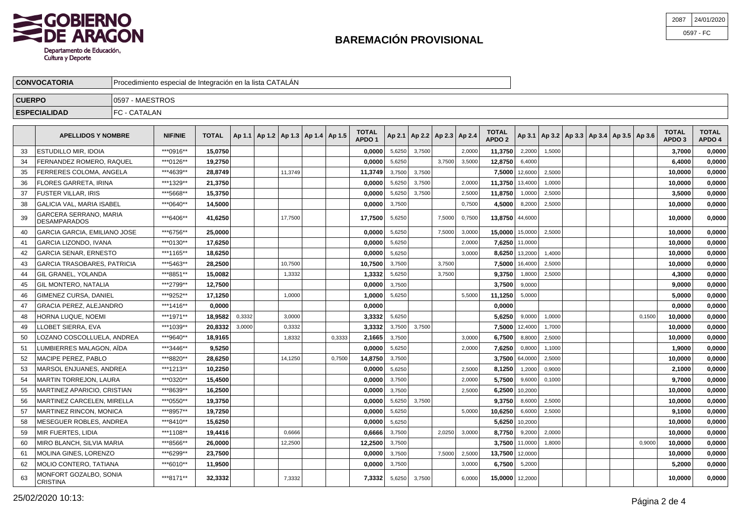# BAREMACIÓN PROVISIONAL

| 2087 | 24/01/2020 |
|---|---|
| 0597 - FC | |

| CONVOCATORIA | Procedimiento especial de Integración en la lista CATALÁN |
|---|---|
| CUERPO | 0597 - MAESTROS |
| ESPECIALIDAD | FC - CATALAN |

| | APELLIDOS Y NOMBRE | NIF/NIE | TOTAL | Ap 1.1 | Ap 1.2 | Ap 1.3 | Ap 1.4 | Ap 1.5 | TOTAL APDO 1 | Ap 2.1 | Ap 2.2 | Ap 2.3 | Ap 2.4 | TOTAL APDO 2 | Ap 3.1 | Ap 3.2 | Ap 3.3 | Ap 3.4 | Ap 3.5 | Ap 3.6 | TOTAL APDO 3 | TOTAL APDO 4 |
|---|---|---|---|---|---|---|---|---|---|---|---|---|---|---|---|---|---|---|---|---|---|---|
| 33 | ESTUDILLO MIR, IDOIA | ***0916** | **15,0750** | | | | | | **0,0000** | 5,6250 | 3,7500 | | 2,0000 | **11,3750** | 2,2000 | 1,5000 | | | | | **3,7000** | **0,0000** |
| 34 | FERNANDEZ ROMERO, RAQUEL | ***0126** | **19,2750** | | | | | | **0,0000** | 5,6250 | | 3,7500 | 3,5000 | **12,8750** | 6,4000 | | | | | | **6,4000** | **0,0000** |
| 35 | FERRERES COLOMA, ANGELA | ***4639** | **28,8749** | | | 11,3749 | | | **11,3749** | 3,7500 | 3,7500 | | | **7,5000** | 12,6000 | 2,5000 | | | | | **10,0000** | **0,0000** |
| 36 | FLORES GARRETA, IRINA | ***1329** | **21,3750** | | | | | | **0,0000** | 5,6250 | 3,7500 | | 2,0000 | **11,3750** | 13,4000 | 1,0000 | | | | | **10,0000** | **0,0000** |
| 37 | FUSTER VILLAR, IRIS | ***5668** | **15,3750** | | | | | | **0,0000** | 5,6250 | 3,7500 | | 2,5000 | **11,8750** | 1,0000 | 2,5000 | | | | | **3,5000** | **0,0000** |
| 38 | GALICIA VAL, MARIA ISABEL | ***0640** | **14,5000** | | | | | | **0,0000** | 3,7500 | | | 0,7500 | **4,5000** | 8,2000 | 2,5000 | | | | | **10,0000** | **0,0000** |
| 39 | GARCERA SERRANO, MARIA DESAMPARADOS | ***6406** | **41,6250** | | | 17,7500 | | | **17,7500** | 5,6250 | | 7,5000 | 0,7500 | **13,8750** | 44,6000 | | | | | | **10,0000** | **0,0000** |
| 40 | GARCIA GARCIA, EMILIANO JOSE | ***6756** | **25,0000** | | | | | | **0,0000** | 5,6250 | | 7,5000 | 3,0000 | **15,0000** | 15,0000 | 2,5000 | | | | | **10,0000** | **0,0000** |
| 41 | GARCIA LIZONDO, IVANA | ***0130** | **17,6250** | | | | | | **0,0000** | 5,6250 | | | 2,0000 | **7,6250** | 11,0000 | | | | | | **10,0000** | **0,0000** |
| 42 | GARCIA SENAR, ERNESTO | ***1165** | **18,6250** | | | | | | **0,0000** | 5,6250 | | | 3,0000 | **8,6250** | 13,2000 | 1,4000 | | | | | **10,0000** | **0,0000** |
| 43 | GARCIA TRASOBARES, PATRICIA | ***5463** | **28,2500** | | | 10,7500 | | | **10,7500** | 3,7500 | | 3,7500 | | **7,5000** | 16,4000 | 2,5000 | | | | | **10,0000** | **0,0000** |
| 44 | GIL GRANEL, YOLANDA | ***8851** | **15,0082** | | | 1,3332 | | | **1,3332** | 5,6250 | | 3,7500 | | **9,3750** | 1,8000 | 2,5000 | | | | | **4,3000** | **0,0000** |
| 45 | GIL MONTERO, NATALIA | ***2799** | **12,7500** | | | | | | **0,0000** | 3,7500 | | | | **3,7500** | 9,0000 | | | | | | **9,0000** | **0,0000** |
| 46 | GIMENEZ CURSA, DANIEL | ***9252** | **17,1250** | | | 1,0000 | | | **1,0000** | 5,6250 | | | 5,5000 | **11,1250** | 5,0000 | | | | | | **5,0000** | **0,0000** |
| 47 | GRACIA PEREZ, ALEJANDRO | ***1416** | **0,0000** | | | | | | **0,0000** | | | | | **0,0000** | | | | | | | **0,0000** | **0,0000** |
| 48 | HORNA LUQUE, NOEMI | ***1971** | **18,9582** | 0,3332 | | 3,0000 | | | **3,3332** | 5,6250 | | | | **5,6250** | 9,0000 | 1,0000 | | | | 0,1500 | **10,0000** | **0,0000** |
| 49 | LLOBET SIERRA, EVA | ***1039** | **20,8332** | 3,0000 | | 0,3332 | | | **3,3332** | 3,7500 | 3,7500 | | | **7,5000** | 12,4000 | 1,7000 | | | | | **10,0000** | **0,0000** |
| 50 | LOZANO COSCOLLUELA, ANDREA | ***9640** | **18,9165** | | | 1,8332 | | 0,3333 | **2,1665** | 3,7500 | | | 3,0000 | **6,7500** | 8,8000 | 2,5000 | | | | | **10,0000** | **0,0000** |
| 51 | LUMBIERRES MALAGON, AÍDA | ***3446** | **9,5250** | | | | | | **0,0000** | 5,6250 | | | 2,0000 | **7,6250** | 0,8000 | 1,1000 | | | | | **1,9000** | **0,0000** |
| 52 | MACIPE PEREZ, PABLO | ***8820** | **28,6250** | | | 14,1250 | | 0,7500 | **14,8750** | 3,7500 | | | | **3,7500** | 64,0000 | 2,5000 | | | | | **10,0000** | **0,0000** |
| 53 | MARSOL ENJUANES, ANDREA | ***1213** | **10,2250** | | | | | | **0,0000** | 5,6250 | | | 2,5000 | **8,1250** | 1,2000 | 0,9000 | | | | | **2,1000** | **0,0000** |
| 54 | MARTIN TORREJON, LAURA | ***0320** | **15,4500** | | | | | | **0,0000** | 3,7500 | | | 2,0000 | **5,7500** | 9,6000 | 0,1000 | | | | | **9,7000** | **0,0000** |
| 55 | MARTINEZ APARICIO, CRISTIAN | ***8639** | **16,2500** | | | | | | **0,0000** | 3,7500 | | | 2,5000 | **6,2500** | 10,2000 | | | | | | **10,0000** | **0,0000** |
| 56 | MARTINEZ CARCELEN, MIRELLA | ***0550** | **19,3750** | | | | | | **0,0000** | 5,6250 | 3,7500 | | | **9,3750** | 8,6000 | 2,5000 | | | | | **10,0000** | **0,0000** |
| 57 | MARTINEZ RINCON, MONICA | ***8957** | **19,7250** | | | | | | **0,0000** | 5,6250 | | | 5,0000 | **10,6250** | 6,6000 | 2,5000 | | | | | **9,1000** | **0,0000** |
| 58 | MESEGUER ROBLES, ANDREA | ***8410** | **15,6250** | | | | | | **0,0000** | 5,6250 | | | | **5,6250** | 10,2000 | | | | | | **10,0000** | **0,0000** |
| 59 | MIR FUERTES, LIDIA | ***1108** | **19,4416** | | | 0,6666 | | | **0,6666** | 3,7500 | | 2,0250 | 3,0000 | **8,7750** | 9,2000 | 2,0000 | | | | | **10,0000** | **0,0000** |
| 60 | MIRO BLANCH, SILVIA MARIA | ***8566** | **26,0000** | | | 12,2500 | | | **12,2500** | 3,7500 | | | | **3,7500** | 11,0000 | 1,8000 | | | | 0,9000 | **10,0000** | **0,0000** |
| 61 | MOLINA GINES, LORENZO | ***6299** | **23,7500** | | | | | | **0,0000** | 3,7500 | | 7,5000 | 2,5000 | **13,7500** | 12,0000 | | | | | | **10,0000** | **0,0000** |
| 62 | MOLIO CONTERO, TATIANA | ***6010** | **11,9500** | | | | | | **0,0000** | 3,7500 | | | 3,0000 | **6,7500** | 5,2000 | | | | | | **5,2000** | **0,0000** |
| 63 | MONFORT GOZALBO, SONIA CRISTINA | ***8171** | **32,3332** | | | 7,3332 | | | **7,3332** | 5,6250 | 3,7500 | | 6,0000 | **15,0000** | 12,2000 | | | | | | **10,0000** | **0,0000** |

25/02/2020 10:13: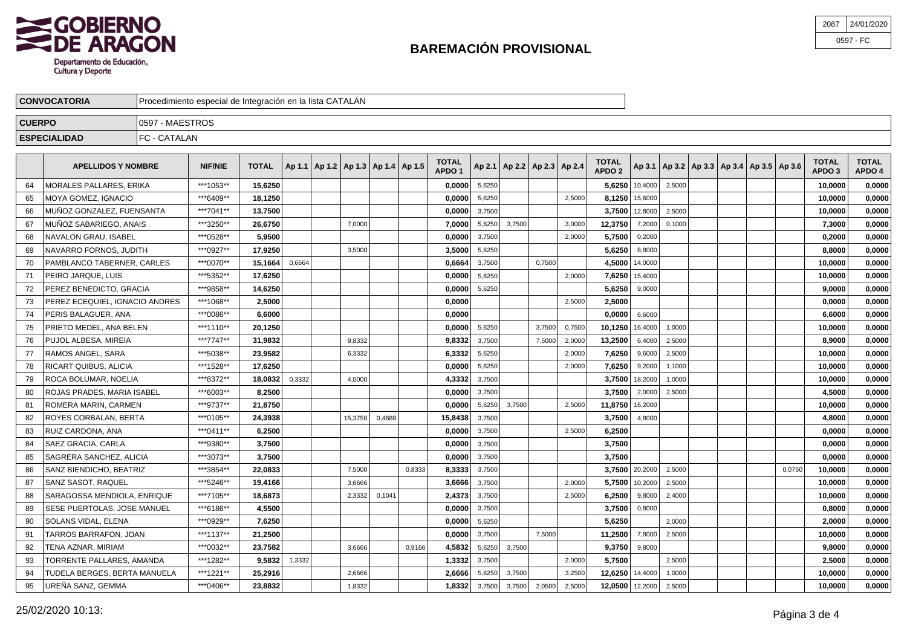# BAREMACIÓN PROVISIONAL

| | |
|---|---|
| 2087 | 24/01/2020 |
| 0597 - FC | |

| | |
|---|---|
| **CONVOCATORIA** | Procedimiento especial de Integración en la lista CATALÁN |
| **CUERPO** | 0597 - MAESTROS |
| **ESPECIALIDAD** | FC - CATALAN |

| | APELLIDOS Y NOMBRE | NIF/NIE | TOTAL | Ap 1.1 | Ap 1.2 | Ap 1.3 | Ap 1.4 | Ap 1.5 | TOTAL APDO 1 | Ap 2.1 | Ap 2.2 | Ap 2.3 | Ap 2.4 | TOTAL APDO 2 | Ap 3.1 | Ap 3.2 | Ap 3.3 | Ap 3.4 | Ap 3.5 | Ap 3.6 | TOTAL APDO 3 | TOTAL APDO 4 |
|---|---|---|---|---|---|---|---|---|---|---|---|---|---|---|---|---|---|---|---|---|---|---|
| 64 | MORALES PALLARES, ERIKA | \*\*\*1053\*\* | **15,6250** | | | | | | **0,0000** | 5,6250 | | | | **5,6250** | 10,4000 | 2,5000 | | | | | **10,0000** | **0,0000** |
| 65 | MOYA GOMEZ, IGNACIO | \*\*\*6409\*\* | **18,1250** | | | | | | **0,0000** | 5,6250 | | | 2,5000 | **8,1250** | 15,6000 | | | | | | **10,0000** | **0,0000** |
| 66 | MUÑOZ GONZALEZ, FUENSANTA | \*\*\*7041\*\* | **13,7500** | | | | | | **0,0000** | 3,7500 | | | | **3,7500** | 12,8000 | 2,5000 | | | | | **10,0000** | **0,0000** |
| 67 | MUÑOZ SABARIEGO, ANAIS | \*\*\*3250\*\* | **26,6750** | | | 7,0000 | | | **7,0000** | 5,6250 | 3,7500 | | 3,0000 | **12,3750** | 7,2000 | 0,1000 | | | | | **7,3000** | **0,0000** |
| 68 | NAVALON GRAU, ISABEL | \*\*\*0528\*\* | **5,9500** | | | | | | **0,0000** | 3,7500 | | | 2,0000 | **5,7500** | 0,2000 | | | | | | **0,2000** | **0,0000** |
| 69 | NAVARRO FORNOS, JUDITH | \*\*\*0927\*\* | **17,9250** | | | 3,5000 | | | **3,5000** | 5,6250 | | | | **5,6250** | 8,8000 | | | | | | **8,8000** | **0,0000** |
| 70 | PAMBLANCO TABERNER, CARLES | \*\*\*0070\*\* | **15,1664** | 0,6664 | | | | | **0,6664** | 3,7500 | | 0,7500 | | **4,5000** | 14,0000 | | | | | | **10,0000** | **0,0000** |
| 71 | PEIRO JARQUE, LUIS | \*\*\*5352\*\* | **17,6250** | | | | | | **0,0000** | 5,6250 | | | 2,0000 | **7,6250** | 15,4000 | | | | | | **10,0000** | **0,0000** |
| 72 | PEREZ BENEDICTO, GRACIA | \*\*\*9858\*\* | **14,6250** | | | | | | **0,0000** | 5,6250 | | | | **5,6250** | 9,0000 | | | | | | **9,0000** | **0,0000** |
| 73 | PEREZ ECEQUIEL, IGNACIO ANDRES | \*\*\*1068\*\* | **2,5000** | | | | | | **0,0000** | | | | 2,5000 | **2,5000** | | | | | | | **0,0000** | **0,0000** |
| 74 | PERIS BALAGUER, ANA | \*\*\*0086\*\* | **6,6000** | | | | | | **0,0000** | | | | | **0,0000** | 6,6000 | | | | | | **6,6000** | **0,0000** |
| 75 | PRIETO MEDEL, ANA BELEN | \*\*\*1110\*\* | **20,1250** | | | | | | **0,0000** | 5,6250 | | 3,7500 | 0,7500 | **10,1250** | 16,4000 | 1,0000 | | | | | **10,0000** | **0,0000** |
| 76 | PUJOL ALBESA, MIREIA | \*\*\*7747\*\* | **31,9832** | | | 9,8332 | | | **9,8332** | 3,7500 | | 7,5000 | 2,0000 | **13,2500** | 6,4000 | 2,5000 | | | | | **8,9000** | **0,0000** |
| 77 | RAMOS ANGEL, SARA | \*\*\*5038\*\* | **23,9582** | | | 6,3332 | | | **6,3332** | 5,6250 | | | 2,0000 | **7,6250** | 9,6000 | 2,5000 | | | | | **10,0000** | **0,0000** |
| 78 | RICART QUIBUS, ALICIA | \*\*\*1528\*\* | **17,6250** | | | | | | **0,0000** | 5,6250 | | | 2,0000 | **7,6250** | 9,2000 | 1,1000 | | | | | **10,0000** | **0,0000** |
| 79 | ROCA BOLUMAR, NOELIA | \*\*\*8372\*\* | **18,0832** | 0,3332 | | 4,0000 | | | **4,3332** | 3,7500 | | | | **3,7500** | 18,2000 | 1,0000 | | | | | **10,0000** | **0,0000** |
| 80 | ROJAS PRADES, MARIA ISABEL | \*\*\*6003\*\* | **8,2500** | | | | | | **0,0000** | 3,7500 | | | | **3,7500** | 2,0000 | 2,5000 | | | | | **4,5000** | **0,0000** |
| 81 | ROMERA MARIN, CARMEN | \*\*\*9737\*\* | **21,8750** | | | | | | **0,0000** | 5,6250 | 3,7500 | | 2,5000 | **11,8750** | 16,2000 | | | | | | **10,0000** | **0,0000** |
| 82 | ROYES CORBALAN, BERTA | \*\*\*0105\*\* | **24,3938** | | | 15,3750 | 0,4688 | | **15,8438** | 3,7500 | | | | **3,7500** | 4,8000 | | | | | | **4,8000** | **0,0000** |
| 83 | RUIZ CARDONA, ANA | \*\*\*0411\*\* | **6,2500** | | | | | | **0,0000** | 3,7500 | | | 2,5000 | **6,2500** | | | | | | | **0,0000** | **0,0000** |
| 84 | SAEZ GRACIA, CARLA | \*\*\*9380\*\* | **3,7500** | | | | | | **0,0000** | 3,7500 | | | | **3,7500** | | | | | | | **0,0000** | **0,0000** |
| 85 | SAGRERA SANCHEZ, ALICIA | \*\*\*3073\*\* | **3,7500** | | | | | | **0,0000** | 3,7500 | | | | **3,7500** | | | | | | | **0,0000** | **0,0000** |
| 86 | SANZ BIENDICHO, BEATRIZ | \*\*\*3854\*\* | **22,0833** | | | 7,5000 | | 0,8333 | **8,3333** | 3,7500 | | | | **3,7500** | 20,2000 | 2,5000 | | | | 0,0750 | **10,0000** | **0,0000** |
| 87 | SANZ SASOT, RAQUEL | \*\*\*5246\*\* | **19,4166** | | | 3,6666 | | | **3,6666** | 3,7500 | | | 2,0000 | **5,7500** | 10,2000 | 2,5000 | | | | | **10,0000** | **0,0000** |
| 88 | SARAGOSSA MENDIOLA, ENRIQUE | \*\*\*7105\*\* | **18,6873** | | | 2,3332 | 0,1041 | | **2,4373** | 3,7500 | | | 2,5000 | **6,2500** | 9,8000 | 2,4000 | | | | | **10,0000** | **0,0000** |
| 89 | SESE PUERTOLAS, JOSE MANUEL | \*\*\*6186\*\* | **4,5500** | | | | | | **0,0000** | 3,7500 | | | | **3,7500** | 0,8000 | | | | | | **0,8000** | **0,0000** |
| 90 | SOLANS VIDAL, ELENA | \*\*\*0929\*\* | **7,6250** | | | | | | **0,0000** | 5,6250 | | | | **5,6250** | | 2,0000 | | | | | **2,0000** | **0,0000** |
| 91 | TARROS BARRAFON, JOAN | \*\*\*1137\*\* | **21,2500** | | | | | | **0,0000** | 3,7500 | | 7,5000 | | **11,2500** | 7,8000 | 2,5000 | | | | | **10,0000** | **0,0000** |
| 92 | TENA AZNAR, MIRIAM | \*\*\*0032\*\* | **23,7582** | | | 3,6666 | | 0,9166 | **4,5832** | 5,6250 | 3,7500 | | | **9,3750** | 9,8000 | | | | | | **9,8000** | **0,0000** |
| 93 | TORRENTE PALLARES, AMANDA | \*\*\*1282\*\* | **9,5832** | 1,3332 | | | | | **1,3332** | 3,7500 | | | 2,0000 | **5,7500** | | 2,5000 | | | | | **2,5000** | **0,0000** |
| 94 | TUDELA BERGES, BERTA MANUELA | \*\*\*1221\*\* | **25,2916** | | | 2,6666 | | | **2,6666** | 5,6250 | 3,7500 | | 3,2500 | **12,6250** | 14,4000 | 1,0000 | | | | | **10,0000** | **0,0000** |
| 95 | UREÑA SANZ, GEMMA | \*\*\*0406\*\* | **23,8832** | | | 1,8332 | | | **1,8332** | 3,7500 | 3,7500 | 2,0500 | 2,5000 | **12,0500** | 12,2000 | 2,5000 | | | | | **10,0000** | **0,0000** |

25/02/2020 10:13: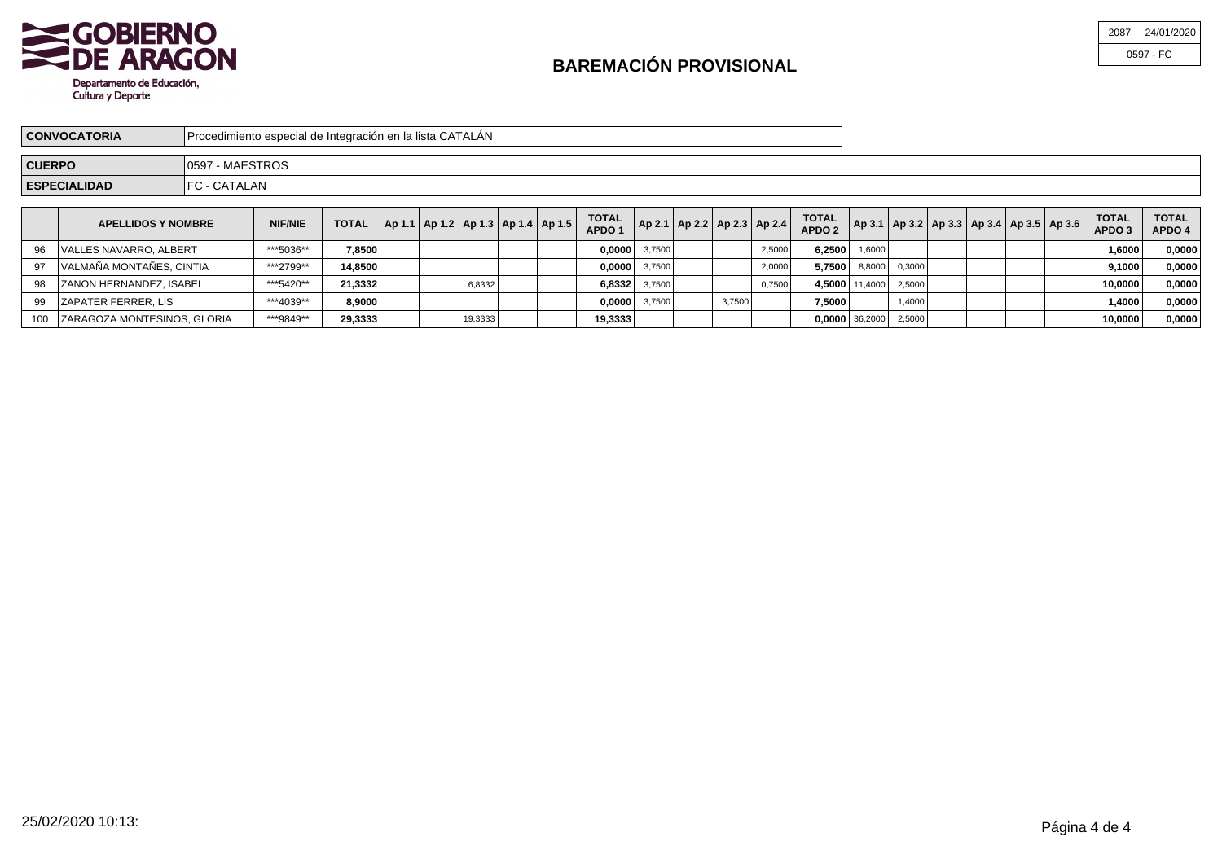**GOBIERNO DE ARAGON**
Departamento de Educación, Cultura y Deporte

# BAREMACIÓN PROVISIONAL

| 2087 | 24/01/2020 |
|---|---|
| 0597 - FC | |

| | |
|---|---|
| **CONVOCATORIA** | Procedimiento especial de Integración en la lista CATALÁN |
| **CUERPO** | 0597 - MAESTROS |
| **ESPECIALIDAD** | FC - CATALAN |

| | APELLIDOS Y NOMBRE | NIF/NIE | TOTAL | Ap 1.1 | Ap 1.2 | Ap 1.3 | Ap 1.4 | Ap 1.5 | TOTAL APDO 1 | Ap 2.1 | Ap 2.2 | Ap 2.3 | Ap 2.4 | TOTAL APDO 2 | Ap 3.1 | Ap 3.2 | Ap 3.3 | Ap 3.4 | Ap 3.5 | Ap 3.6 | TOTAL APDO 3 | TOTAL APDO 4 |
|---|---|---|---|---|---|---|---|---|---|---|---|---|---|---|---|---|---|---|---|---|---|---|
| 96 | VALLES NAVARRO, ALBERT | ***5036** | **7,8500** | | | | | | **0,0000** | 3,7500 | | | 2,5000 | **6,2500** | 1,6000 | | | | | | **1,6000** | **0,0000** |
| 97 | VALMAÑA MONTAÑES, CINTIA | ***2799** | **14,8500** | | | | | | **0,0000** | 3,7500 | | | 2,0000 | **5,7500** | 8,8000 | 0,3000 | | | | | **9,1000** | **0,0000** |
| 98 | ZANON HERNANDEZ, ISABEL | ***5420** | **21,3332** | | | 6,8332 | | | **6,8332** | 3,7500 | | | 0,7500 | **4,5000** | 11,4000 | 2,5000 | | | | | **10,0000** | **0,0000** |
| 99 | ZAPATER FERRER, LIS | ***4039** | **8,9000** | | | | | | **0,0000** | 3,7500 | | 3,7500 | | **7,5000** | | 1,4000 | | | | | **1,4000** | **0,0000** |
| 100 | ZARAGOZA MONTESINOS, GLORIA | ***9849** | **29,3333** | | | 19,3333 | | | **19,3333** | | | | | **0,0000** | 36,2000 | 2,5000 | | | | | **10,0000** | **0,0000** |